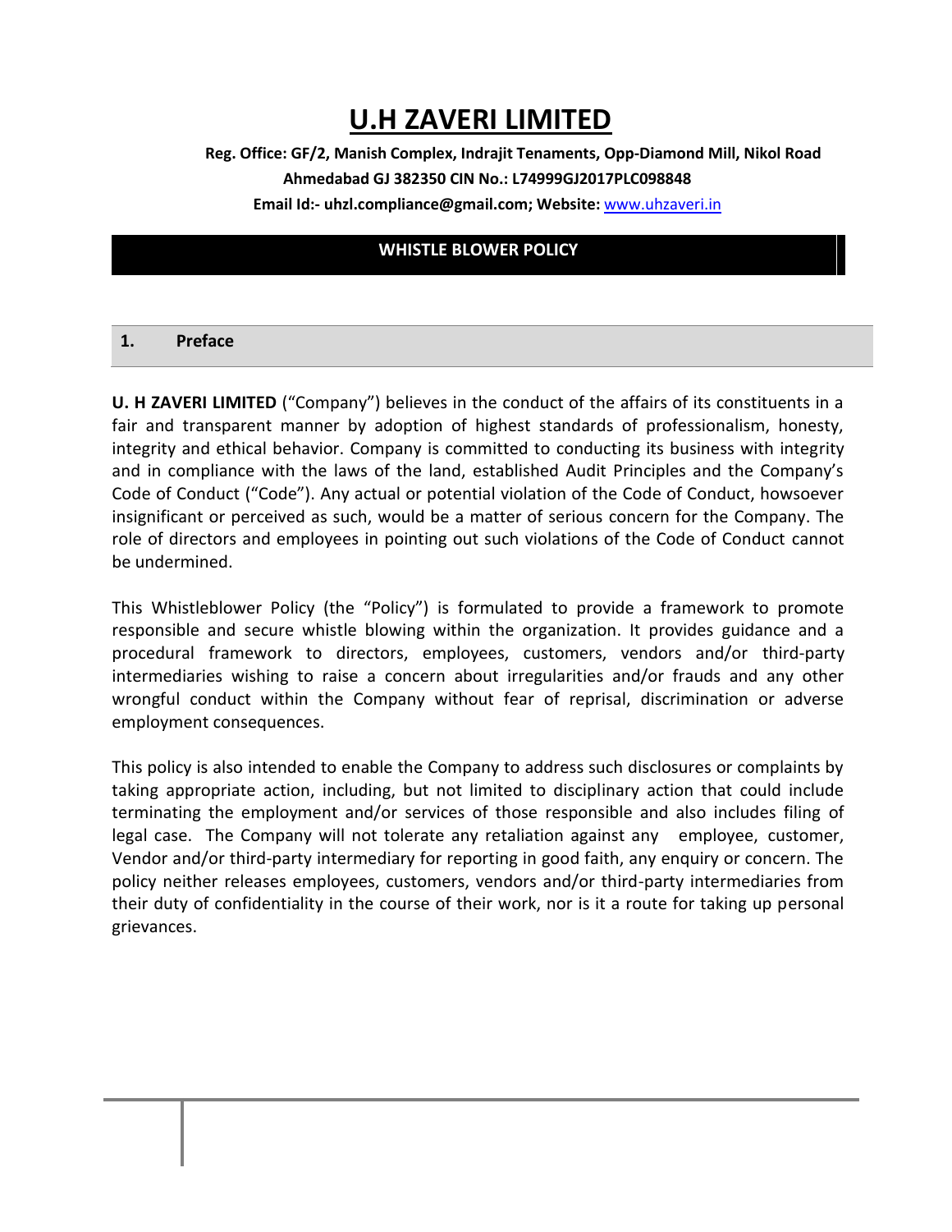# U.H ZAVERI LIMITED

**Reg. Office: GF/2, Manish Complex, Indrajit Tenaments, Opp-Diamond Mill, Nikol Road Ahmedabad GJ 382350 CIN No.: L74999GJ2017PLC098848**

**Email Id:- uhzl.compliance@gmail.com; Website:** www.uhzaveri.in

## WHISTLE BLOWER POLICY

## 1. Preface

**U. H ZAVERI LIMITED** ("Company") believes in the conduct of the affairs of its constituents in a fair and transparent manner by adoption of highest standards of professionalism, honesty, integrity and ethical behavior. Company is committed to conducting its business with integrity and in compliance with the laws of the land, established Audit Principles and the Company's Code of Conduct ("Code"). Any actual or potential violation of the Code of Conduct, howsoever insignificant or perceived as such, would be a matter of serious concern for the Company. The role of directors and employees in pointing out such violations of the Code of Conduct cannot be undermined.

This Whistleblower Policy (the "Policy") is formulated to provide a framework to promote responsible and secure whistle blowing within the organization. It provides guidance and a procedural framework to directors, employees, customers, vendors and/or third-party intermediaries wishing to raise a concern about irregularities and/or frauds and any other wrongful conduct within the Company without fear of reprisal, discrimination or adverse employment consequences.

This policy is also intended to enable the Company to address such disclosures or complaints by taking appropriate action, including, but not limited to disciplinary action that could include terminating the employment and/or services of those responsible and also includes filing of legal case. The Company will not tolerate any retaliation against any employee, customer, Vendor and/or third-party intermediary for reporting in good faith, any enquiry or concern. The policy neither releases employees, customers, vendors and/or third-party intermediaries from their duty of confidentiality in the course of their work, nor is it a route for taking up personal grievances.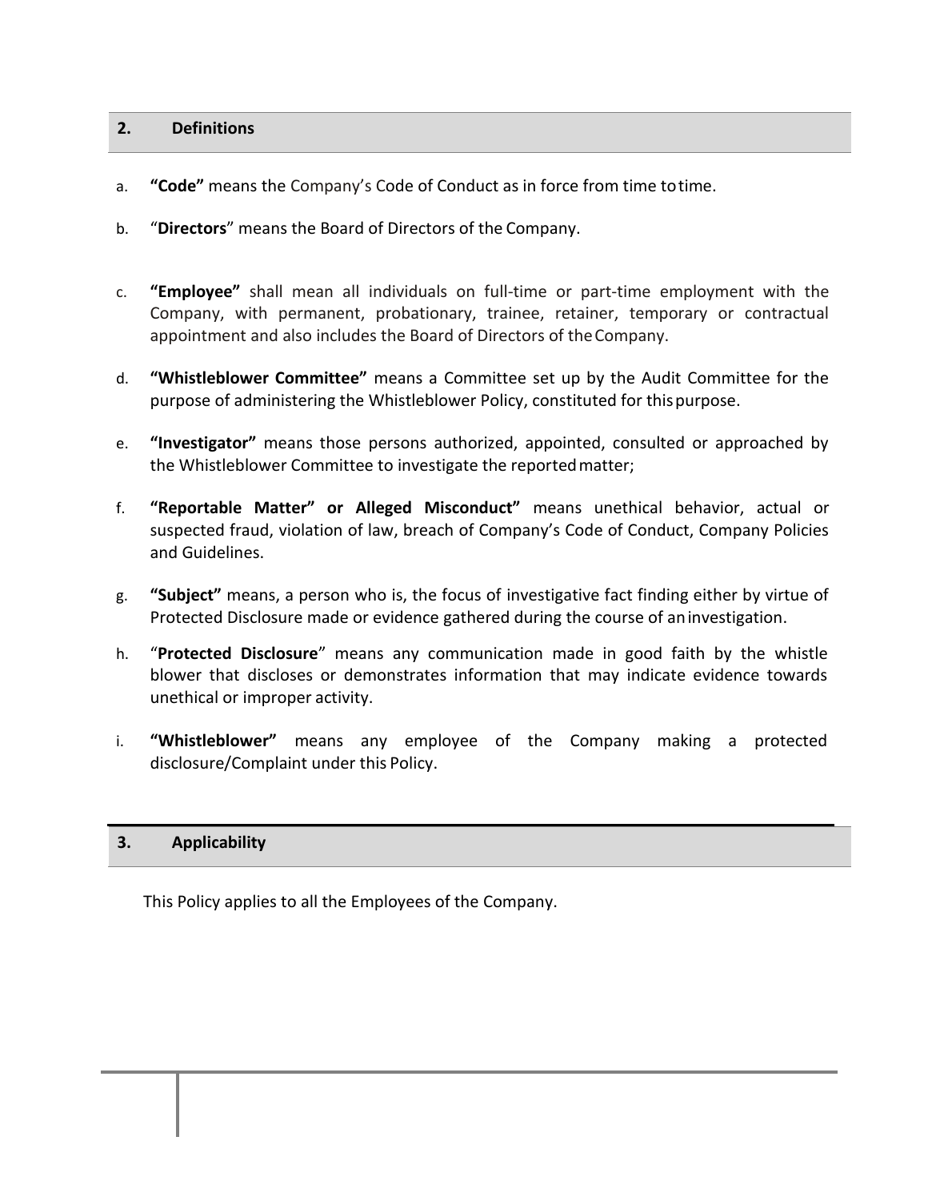## 2. Definitions

a. **"Code"** means the Company's Code of Conduct as in force from time to time.

b. "**Directors**" means the Board of Directors of the Company.

c. **"Employee"** shall mean all individuals on full-time or part-time employment with the Company, with permanent, probationary, trainee, retainer, temporary or contractual appointment and also includes the Board of Directors of the Company.

d. **"Whistleblower Committee"** means a Committee set up by the Audit Committee for the purpose of administering the Whistleblower Policy, constituted for this purpose.

e. **"Investigator"** means those persons authorized, appointed, consulted or approached by the Whistleblower Committee to investigate the reported matter;

f. **"Reportable Matter" or Alleged Misconduct"** means unethical behavior, actual or suspected fraud, violation of law, breach of Company's Code of Conduct, Company Policies and Guidelines.

g. **"Subject"** means, a person who is, the focus of investigative fact finding either by virtue of Protected Disclosure made or evidence gathered during the course of an investigation.

h. "**Protected Disclosure**" means any communication made in good faith by the whistle blower that discloses or demonstrates information that may indicate evidence towards unethical or improper activity.

i. **"Whistleblower"** means any employee of the Company making a protected disclosure/Complaint under this Policy.

## 3. Applicability

This Policy applies to all the Employees of the Company.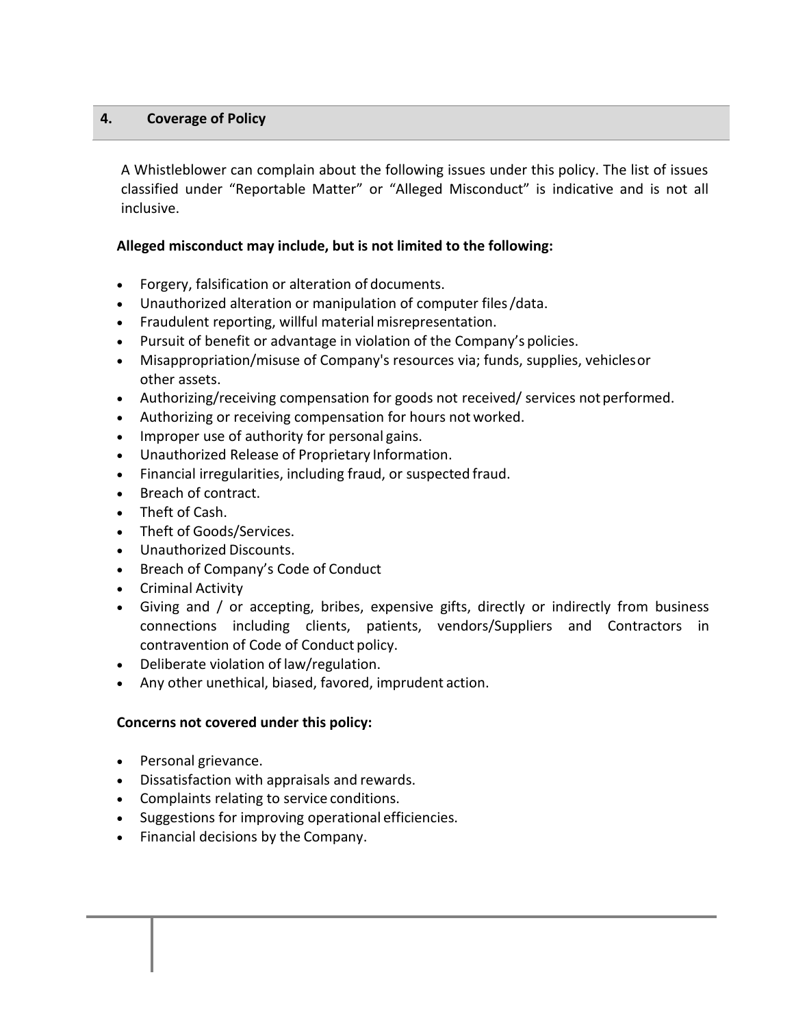## 4. Coverage of Policy

A Whistleblower can complain about the following issues under this policy. The list of issues classified under "Reportable Matter" or "Alleged Misconduct" is indicative and is not all inclusive.

**Alleged misconduct may include, but is not limited to the following:**

- Forgery, falsification or alteration of documents.
- Unauthorized alteration or manipulation of computer files /data.
- Fraudulent reporting, willful material misrepresentation.
- Pursuit of benefit or advantage in violation of the Company's policies.
- Misappropriation/misuse of Company's resources via; funds, supplies, vehicles or other assets.
- Authorizing/receiving compensation for goods not received/ services not performed.
- Authorizing or receiving compensation for hours not worked.
- Improper use of authority for personal gains.
- Unauthorized Release of Proprietary Information.
- Financial irregularities, including fraud, or suspected fraud.
- Breach of contract.
- Theft of Cash.
- Theft of Goods/Services.
- Unauthorized Discounts.
- Breach of Company's Code of Conduct
- Criminal Activity
- Giving and / or accepting, bribes, expensive gifts, directly or indirectly from business connections including clients, patients, vendors/Suppliers and Contractors in contravention of Code of Conduct policy.
- Deliberate violation of law/regulation.
- Any other unethical, biased, favored, imprudent action.

**Concerns not covered under this policy:**

- Personal grievance.
- Dissatisfaction with appraisals and rewards.
- Complaints relating to service conditions.
- Suggestions for improving operational efficiencies.
- Financial decisions by the Company.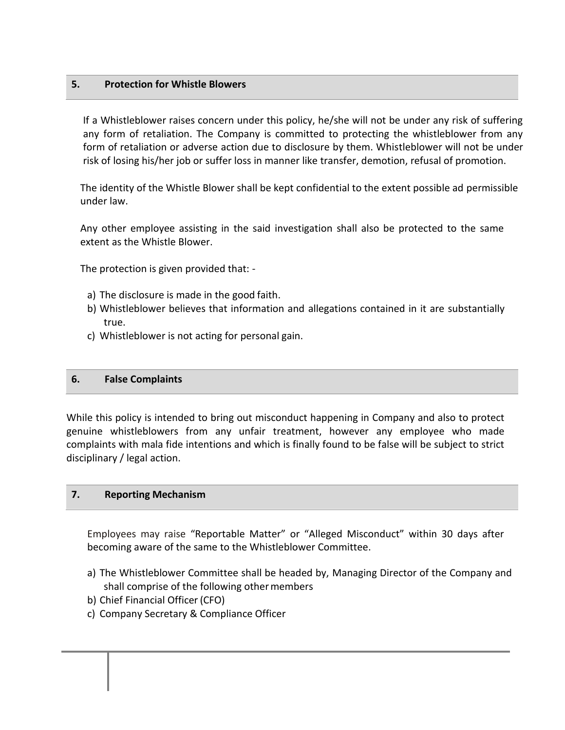## 5. Protection for Whistle Blowers

If a Whistleblower raises concern under this policy, he/she will not be under any risk of suffering any form of retaliation. The Company is committed to protecting the whistleblower from any form of retaliation or adverse action due to disclosure by them. Whistleblower will not be under risk of losing his/her job or suffer loss in manner like transfer, demotion, refusal of promotion.

The identity of the Whistle Blower shall be kept confidential to the extent possible ad permissible under law.

Any other employee assisting in the said investigation shall also be protected to the same extent as the Whistle Blower.

The protection is given provided that: -

a) The disclosure is made in the good faith.
b) Whistleblower believes that information and allegations contained in it are substantially true.
c) Whistleblower is not acting for personal gain.

## 6. False Complaints

While this policy is intended to bring out misconduct happening in Company and also to protect genuine whistleblowers from any unfair treatment, however any employee who made complaints with mala fide intentions and which is finally found to be false will be subject to strict disciplinary / legal action.

## 7. Reporting Mechanism

Employees may raise "Reportable Matter" or "Alleged Misconduct" within 30 days after becoming aware of the same to the Whistleblower Committee.

a) The Whistleblower Committee shall be headed by, Managing Director of the Company and shall comprise of the following other members
b) Chief Financial Officer (CFO)
c) Company Secretary & Compliance Officer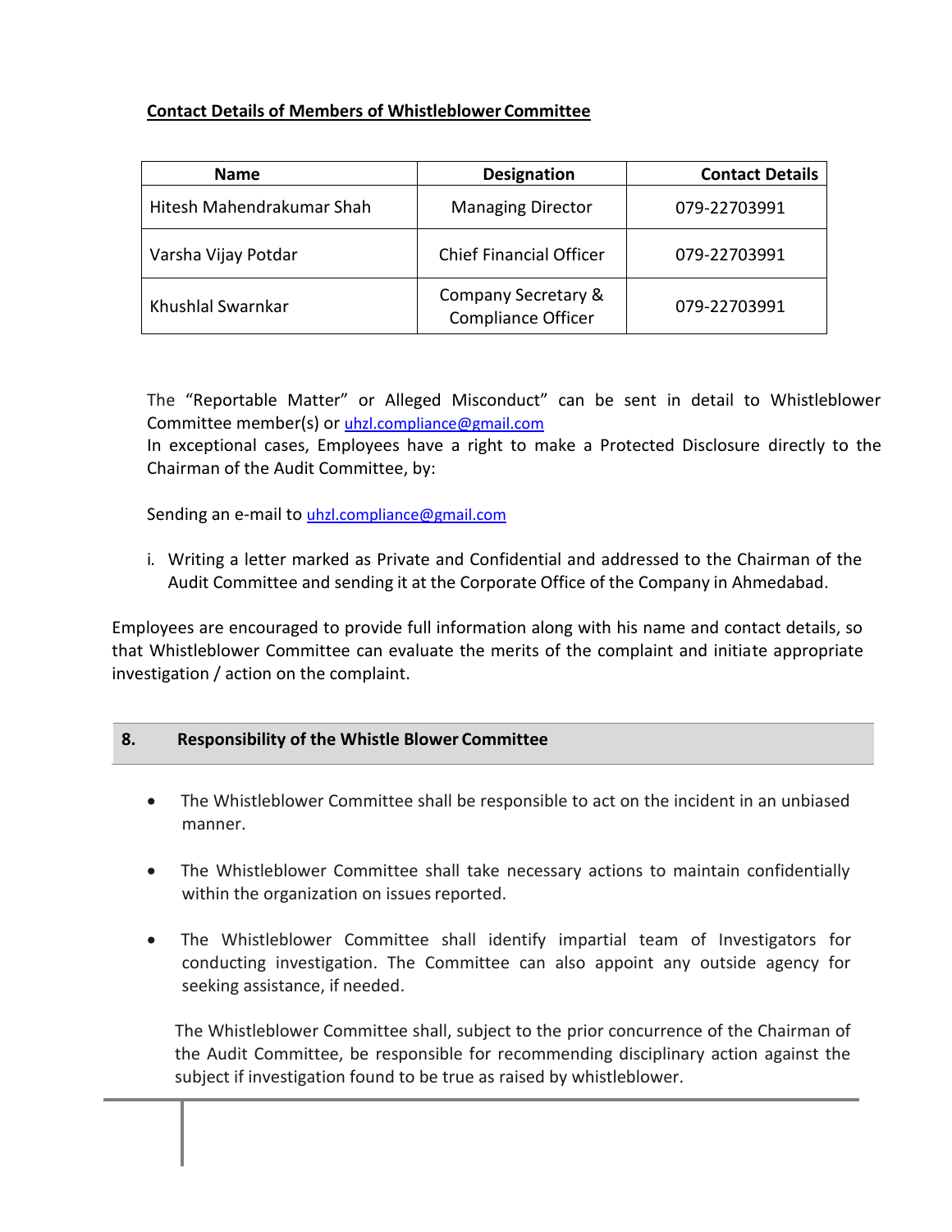**Contact Details of Members of Whistleblower Committee**

| Name | Designation | Contact Details |
| --- | --- | --- |
| Hitesh Mahendrakumar Shah | Managing Director | 079-22703991 |
| Varsha Vijay Potdar | Chief Financial Officer | 079-22703991 |
| Khushlal Swarnkar | Company Secretary & Compliance Officer | 079-22703991 |

The "Reportable Matter" or Alleged Misconduct" can be sent in detail to Whistleblower Committee member(s) or uhzl.compliance@gmail.com
In exceptional cases, Employees have a right to make a Protected Disclosure directly to the Chairman of the Audit Committee, by:

Sending an e-mail to uhzl.compliance@gmail.com

i. Writing a letter marked as Private and Confidential and addressed to the Chairman of the Audit Committee and sending it at the Corporate Office of the Company in Ahmedabad.

Employees are encouraged to provide full information along with his name and contact details, so that Whistleblower Committee can evaluate the merits of the complaint and initiate appropriate investigation / action on the complaint.

## 8. Responsibility of the Whistle Blower Committee

- The Whistleblower Committee shall be responsible to act on the incident in an unbiased manner.
- The Whistleblower Committee shall take necessary actions to maintain confidentially within the organization on issues reported.
- The Whistleblower Committee shall identify impartial team of Investigators for conducting investigation. The Committee can also appoint any outside agency for seeking assistance, if needed.

The Whistleblower Committee shall, subject to the prior concurrence of the Chairman of the Audit Committee, be responsible for recommending disciplinary action against the subject if investigation found to be true as raised by whistleblower.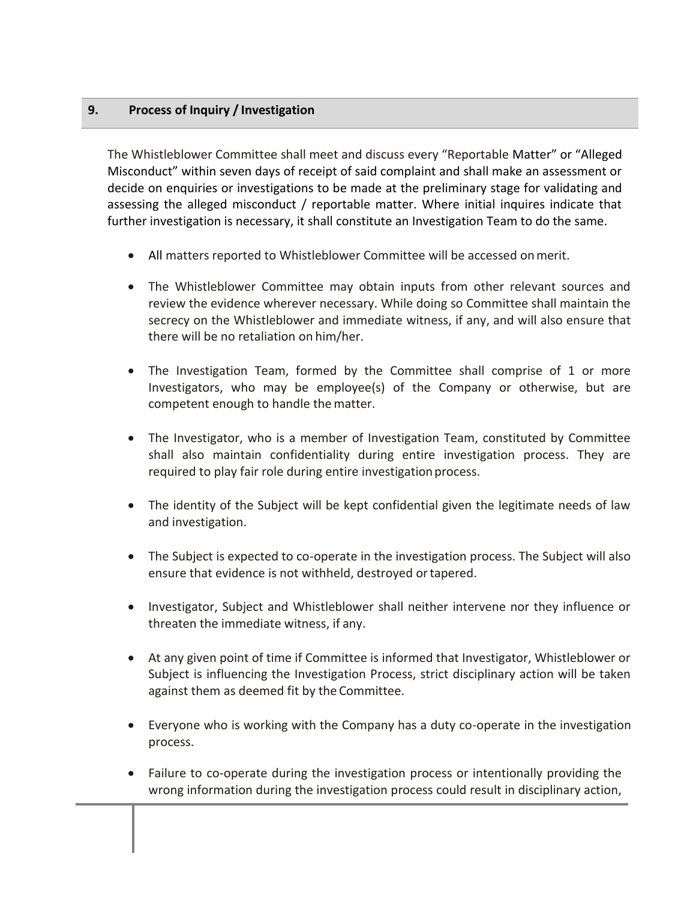## 9. Process of Inquiry / Investigation

The Whistleblower Committee shall meet and discuss every "Reportable Matter" or "Alleged Misconduct" within seven days of receipt of said complaint and shall make an assessment or decide on enquiries or investigations to be made at the preliminary stage for validating and assessing the alleged misconduct / reportable matter. Where initial inquires indicate that further investigation is necessary, it shall constitute an Investigation Team to do the same.

- All matters reported to Whistleblower Committee will be accessed on merit.
- The Whistleblower Committee may obtain inputs from other relevant sources and review the evidence wherever necessary. While doing so Committee shall maintain the secrecy on the Whistleblower and immediate witness, if any, and will also ensure that there will be no retaliation on him/her.
- The Investigation Team, formed by the Committee shall comprise of 1 or more Investigators, who may be employee(s) of the Company or otherwise, but are competent enough to handle the matter.
- The Investigator, who is a member of Investigation Team, constituted by Committee shall also maintain confidentiality during entire investigation process. They are required to play fair role during entire investigation process.
- The identity of the Subject will be kept confidential given the legitimate needs of law and investigation.
- The Subject is expected to co-operate in the investigation process. The Subject will also ensure that evidence is not withheld, destroyed or tapered.
- Investigator, Subject and Whistleblower shall neither intervene nor they influence or threaten the immediate witness, if any.
- At any given point of time if Committee is informed that Investigator, Whistleblower or Subject is influencing the Investigation Process, strict disciplinary action will be taken against them as deemed fit by the Committee.
- Everyone who is working with the Company has a duty co-operate in the investigation process.
- Failure to co-operate during the investigation process or intentionally providing the wrong information during the investigation process could result in disciplinary action,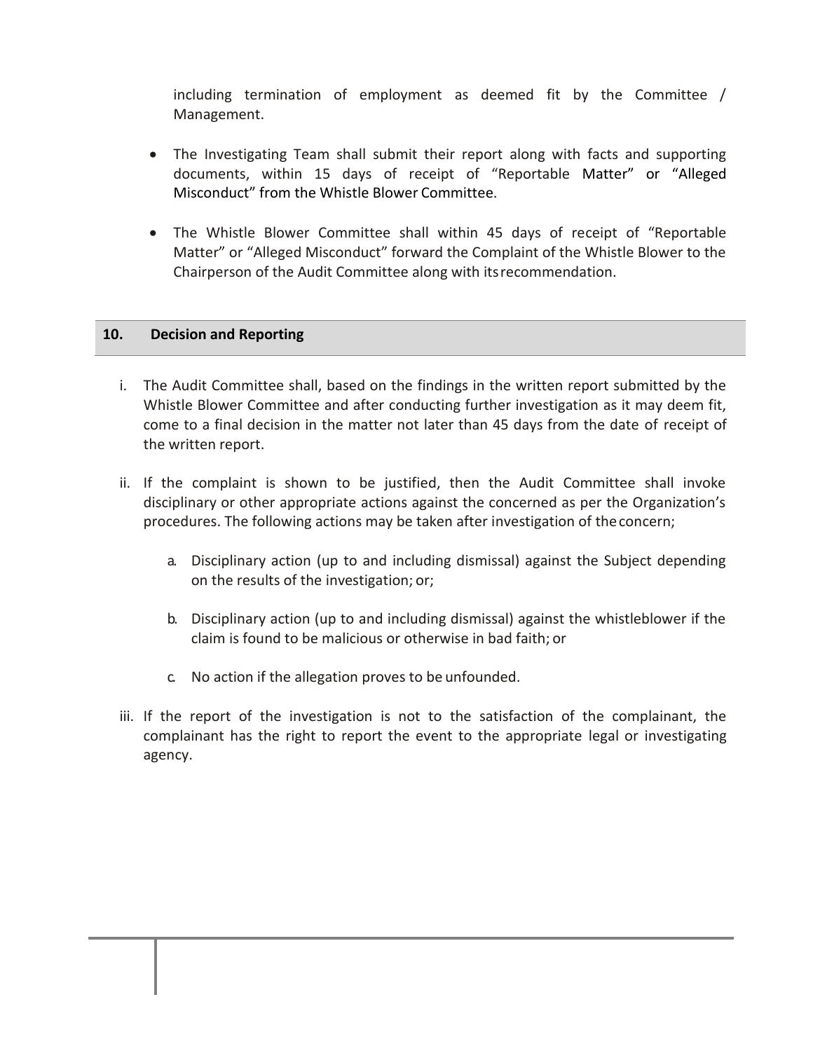including termination of employment as deemed fit by the Committee / Management.

- The Investigating Team shall submit their report along with facts and supporting documents, within 15 days of receipt of "Reportable Matter" or "Alleged Misconduct" from the Whistle Blower Committee.

- The Whistle Blower Committee shall within 45 days of receipt of "Reportable Matter" or "Alleged Misconduct" forward the Complaint of the Whistle Blower to the Chairperson of the Audit Committee along with its recommendation.

## 10. Decision and Reporting

i. The Audit Committee shall, based on the findings in the written report submitted by the Whistle Blower Committee and after conducting further investigation as it may deem fit, come to a final decision in the matter not later than 45 days from the date of receipt of the written report.

ii. If the complaint is shown to be justified, then the Audit Committee shall invoke disciplinary or other appropriate actions against the concerned as per the Organization's procedures. The following actions may be taken after investigation of the concern;

   a. Disciplinary action (up to and including dismissal) against the Subject depending on the results of the investigation; or;

   b. Disciplinary action (up to and including dismissal) against the whistleblower if the claim is found to be malicious or otherwise in bad faith; or

   c. No action if the allegation proves to be unfounded.

iii. If the report of the investigation is not to the satisfaction of the complainant, the complainant has the right to report the event to the appropriate legal or investigating agency.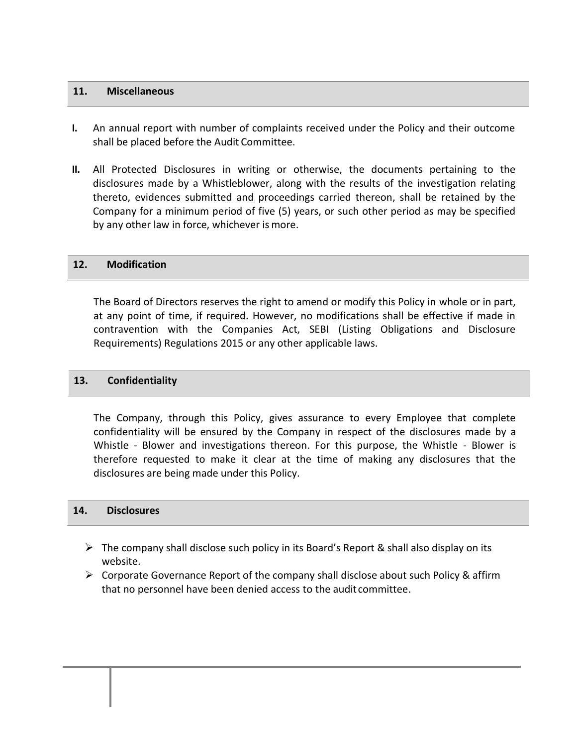## 11. Miscellaneous

**I.** An annual report with number of complaints received under the Policy and their outcome shall be placed before the Audit Committee.

**II.** All Protected Disclosures in writing or otherwise, the documents pertaining to the disclosures made by a Whistleblower, along with the results of the investigation relating thereto, evidences submitted and proceedings carried thereon, shall be retained by the Company for a minimum period of five (5) years, or such other period as may be specified by any other law in force, whichever is more.

## 12. Modification

The Board of Directors reserves the right to amend or modify this Policy in whole or in part, at any point of time, if required. However, no modifications shall be effective if made in contravention with the Companies Act, SEBI (Listing Obligations and Disclosure Requirements) Regulations 2015 or any other applicable laws.

## 13. Confidentiality

The Company, through this Policy, gives assurance to every Employee that complete confidentiality will be ensured by the Company in respect of the disclosures made by a Whistle - Blower and investigations thereon. For this purpose, the Whistle - Blower is therefore requested to make it clear at the time of making any disclosures that the disclosures are being made under this Policy.

## 14. Disclosures

- The company shall disclose such policy in its Board's Report & shall also display on its website.
- Corporate Governance Report of the company shall disclose about such Policy & affirm that no personnel have been denied access to the audit committee.